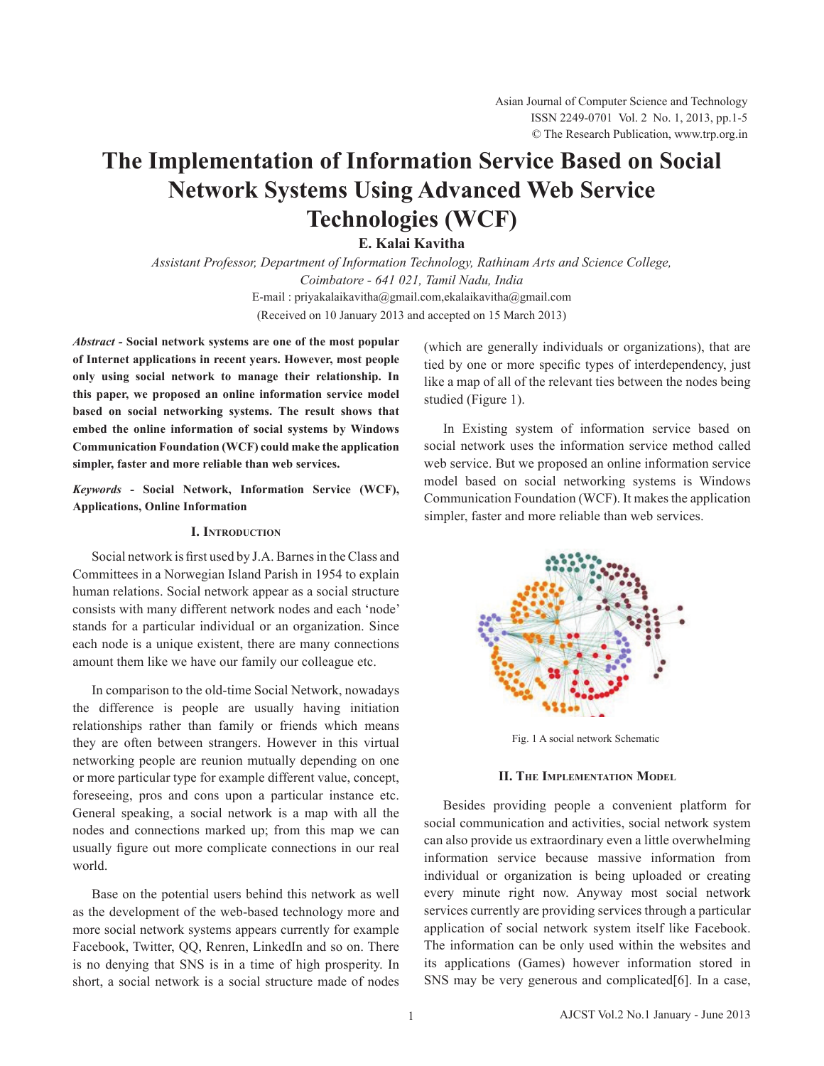# The Implementation of Information Service Based on Social Network Systems Using Advanced Web Service Technologies (WCF)

**E. Kalai Kavitha**

*Assistant Professor, Department of Information Technology, Rathinam Arts and Science College, Coimbatore - 641 021, Tamil Nadu, India*

E-mail : priyakalaikavitha@gmail.com,ekalaikavitha@gmail.com

(Received on 10 January 2013 and accepted on 15 March 2013)

***Abstract* - Social network systems are one of the most popular of Internet applications in recent years. However, most people only using social network to manage their relationship. In this paper, we proposed an online information service model based on social networking systems. The result shows that embed the online information of social systems by Windows Communication Foundation (WCF) could make the application simpler, faster and more reliable than web services.**

***Keywords* - Social Network, Information Service (WCF), Applications, Online Information**

## I. Introduction

Social network is first used by J.A. Barnes in the Class and Committees in a Norwegian Island Parish in 1954 to explain human relations. Social network appear as a social structure consists with many different network nodes and each 'node' stands for a particular individual or an organization. Since each node is a unique existent, there are many connections amount them like we have our family our colleague etc.

In comparison to the old-time Social Network, nowadays the difference is people are usually having initiation relationships rather than family or friends which means they are often between strangers. However in this virtual networking people are reunion mutually depending on one or more particular type for example different value, concept, foreseeing, pros and cons upon a particular instance etc. General speaking, a social network is a map with all the nodes and connections marked up; from this map we can usually figure out more complicate connections in our real world.

Base on the potential users behind this network as well as the development of the web-based technology more and more social network systems appears currently for example Facebook, Twitter, QQ, Renren, LinkedIn and so on. There is no denying that SNS is in a time of high prosperity. In short, a social network is a social structure made of nodes (which are generally individuals or organizations), that are tied by one or more specific types of interdependency, just like a map of all of the relevant ties between the nodes being studied (Figure 1).

In Existing system of information service based on social network uses the information service method called web service. But we proposed an online information service model based on social networking systems is Windows Communication Foundation (WCF). It makes the application simpler, faster and more reliable than web services.

Fig. 1 A social network Schematic

## II. The Implementation Model

Besides providing people a convenient platform for social communication and activities, social network system can also provide us extraordinary even a little overwhelming information service because massive information from individual or organization is being uploaded or creating every minute right now. Anyway most social network services currently are providing services through a particular application of social network system itself like Facebook. The information can be only used within the websites and its applications (Games) however information stored in SNS may be very generous and complicated[6]. In a case,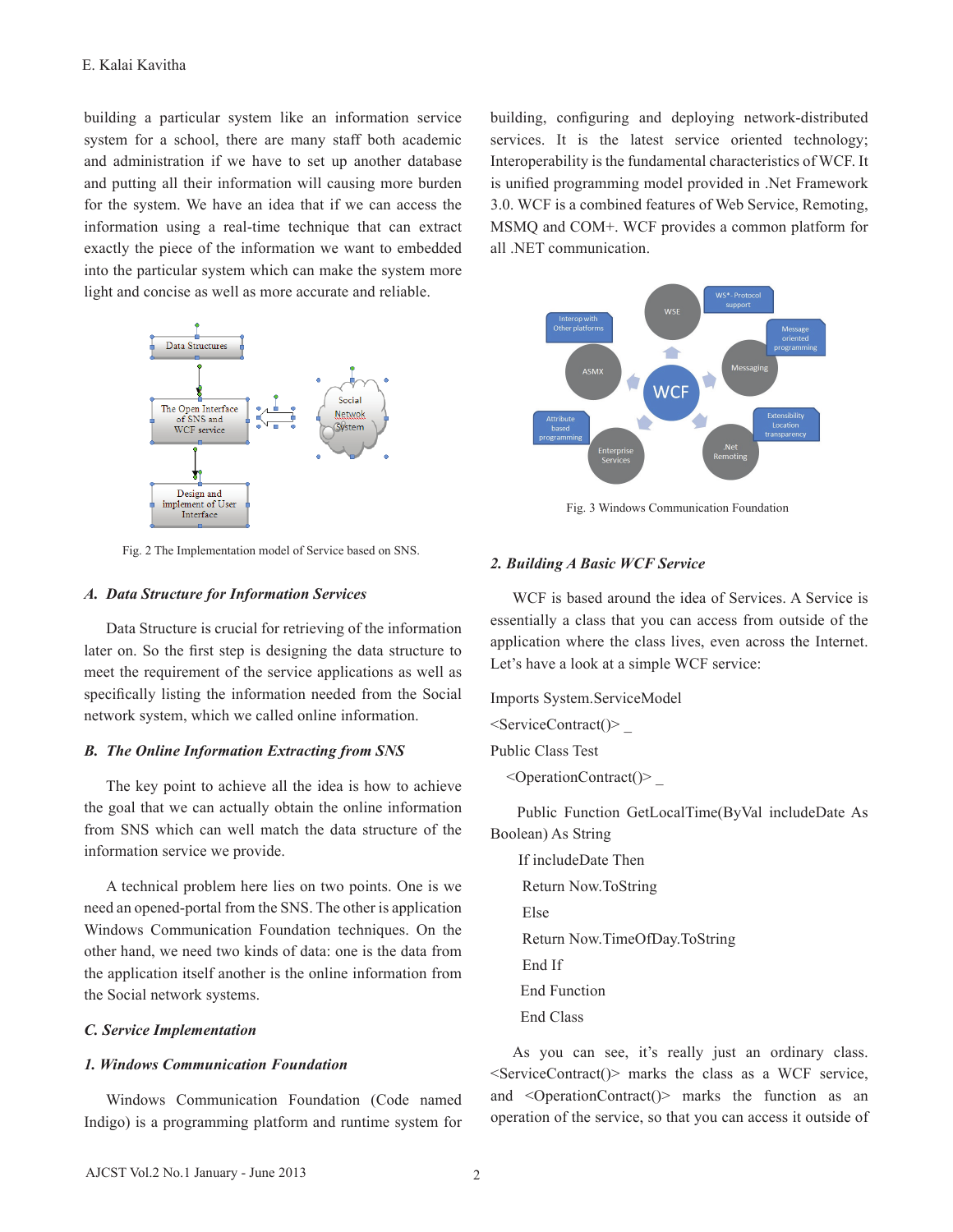building a particular system like an information service system for a school, there are many staff both academic and administration if we have to set up another database and putting all their information will causing more burden for the system. We have an idea that if we can access the information using a real-time technique that can extract exactly the piece of the information we want to embedded into the particular system which can make the system more light and concise as well as more accurate and reliable.

Fig. 2 The Implementation model of Service based on SNS.

### *A. Data Structure for Information Services*

Data Structure is crucial for retrieving of the information later on. So the first step is designing the data structure to meet the requirement of the service applications as well as specifically listing the information needed from the Social network system, which we called online information.

### *B. The Online Information Extracting from SNS*

The key point to achieve all the idea is how to achieve the goal that we can actually obtain the online information from SNS which can well match the data structure of the information service we provide.

A technical problem here lies on two points. One is we need an opened-portal from the SNS. The other is application Windows Communication Foundation techniques. On the other hand, we need two kinds of data: one is the data from the application itself another is the online information from the Social network systems.

### *C. Service Implementation*

#### *1. Windows Communication Foundation*

Windows Communication Foundation (Code named Indigo) is a programming platform and runtime system for building, configuring and deploying network-distributed services. It is the latest service oriented technology; Interoperability is the fundamental characteristics of WCF. It is unified programming model provided in .Net Framework 3.0. WCF is a combined features of Web Service, Remoting, MSMQ and COM+. WCF provides a common platform for all .NET communication.

Fig. 3 Windows Communication Foundation

#### *2. Building A Basic WCF Service*

WCF is based around the idea of Services. A Service is essentially a class that you can access from outside of the application where the class lives, even across the Internet. Let's have a look at a simple WCF service:

```
Imports System.ServiceModel
<ServiceContract()> _
Public Class Test
  <OperationContract()> _
   Public Function GetLocalTime(ByVal includeDate As Boolean) As String
     If includeDate Then
      Return Now.ToString
      Else
      Return Now.TimeOfDay.ToString
      End If
     End Function
     End Class
```

As you can see, it's really just an ordinary class. <ServiceContract()> marks the class as a WCF service, and <OperationContract()> marks the function as an operation of the service, so that you can access it outside of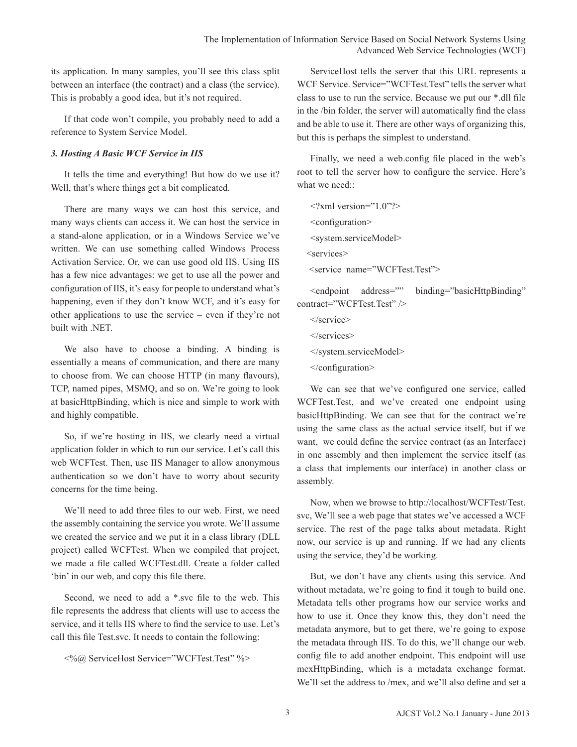its application. In many samples, you'll see this class split between an interface (the contract) and a class (the service). This is probably a good idea, but it's not required.

If that code won't compile, you probably need to add a reference to System Service Model.

### *3. Hosting A Basic WCF Service in IIS*

It tells the time and everything! But how do we use it? Well, that's where things get a bit complicated.

There are many ways we can host this service, and many ways clients can access it. We can host the service in a stand-alone application, or in a Windows Service we've written. We can use something called Windows Process Activation Service. Or, we can use good old IIS. Using IIS has a few nice advantages: we get to use all the power and configuration of IIS, it's easy for people to understand what's happening, even if they don't know WCF, and it's easy for other applications to use the service – even if they're not built with .NET.

We also have to choose a binding. A binding is essentially a means of communication, and there are many to choose from. We can choose HTTP (in many flavours), TCP, named pipes, MSMQ, and so on. We're going to look at basicHttpBinding, which is nice and simple to work with and highly compatible.

So, if we're hosting in IIS, we clearly need a virtual application folder in which to run our service. Let's call this web WCFTest. Then, use IIS Manager to allow anonymous authentication so we don't have to worry about security concerns for the time being.

We'll need to add three files to our web. First, we need the assembly containing the service you wrote. We'll assume we created the service and we put it in a class library (DLL project) called WCFTest. When we compiled that project, we made a file called WCFTest.dll. Create a folder called 'bin' in our web, and copy this file there.

Second, we need to add a *.svc file to the web. This file represents the address that clients will use to access the service, and it tells IIS where to find the service to use. Let's call this file Test.svc. It needs to contain the following:

```
<%@ ServiceHost Service="WCFTest.Test" %>
```

ServiceHost tells the server that this URL represents a WCF Service. Service="WCFTest.Test" tells the server what class to use to run the service. Because we put our *.dll file in the /bin folder, the server will automatically find the class and be able to use it. There are other ways of organizing this, but this is perhaps the simplest to understand.

Finally, we need a web.config file placed in the web's root to tell the server how to configure the service. Here's what we need::

```
<?xml version="1.0"?>
<configuration>
<system.serviceModel>
<services>
<service name="WCFTest.Test">
<endpoint address="" binding="basicHttpBinding" contract="WCFTest.Test" />
</service>
</services>
</system.serviceModel>
</configuration>
```

We can see that we've configured one service, called WCFTest.Test, and we've created one endpoint using basicHttpBinding. We can see that for the contract we're using the same class as the actual service itself, but if we want, we could define the service contract (as an Interface) in one assembly and then implement the service itself (as a class that implements our interface) in another class or assembly.

Now, when we browse to http://localhost/WCFTest/Test.svc, We'll see a web page that states we've accessed a WCF service. The rest of the page talks about metadata. Right now, our service is up and running. If we had any clients using the service, they'd be working.

But, we don't have any clients using this service. And without metadata, we're going to find it tough to build one. Metadata tells other programs how our service works and how to use it. Once they know this, they don't need the metadata anymore, but to get there, we're going to expose the metadata through IIS. To do this, we'll change our web.config file to add another endpoint. This endpoint will use mexHttpBinding, which is a metadata exchange format. We'll set the address to /mex, and we'll also define and set a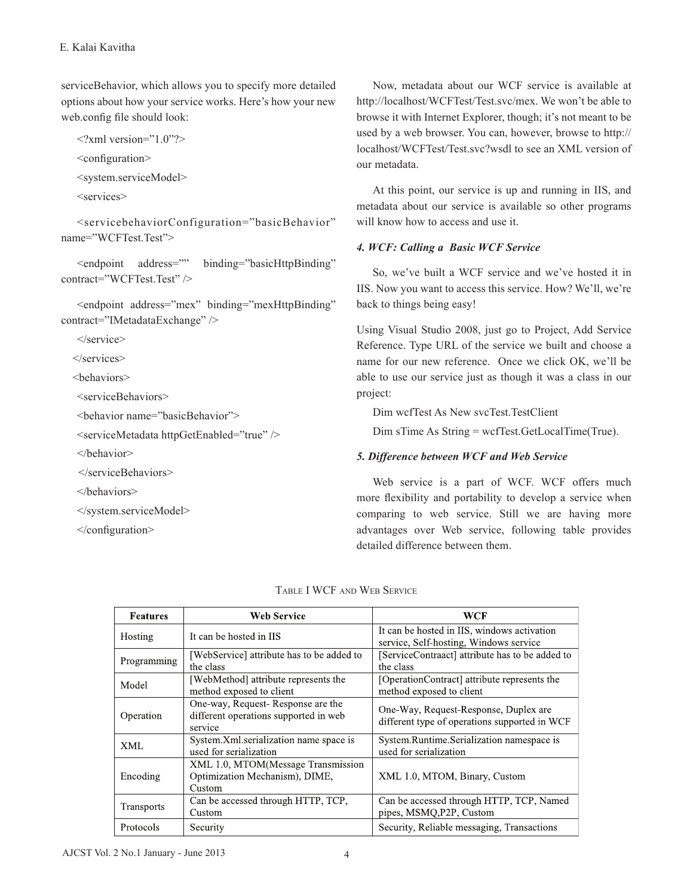serviceBehavior, which allows you to specify more detailed options about how your service works. Here's how your new web.config file should look:

```
<?xml version="1.0"?>
<configuration>
<system.serviceModel>
<services>
<servicebehaviorConfiguration="basicBehavior" name="WCFTest.Test">
<endpoint address="" binding="basicHttpBinding" contract="WCFTest.Test" />
<endpoint address="mex" binding="mexHttpBinding" contract="IMetadataExchange" />
</service>
</services>
<behaviors>
<serviceBehaviors>
<behavior name="basicBehavior">
<serviceMetadata httpGetEnabled="true" />
</behavior>
</serviceBehaviors>
</behaviors>
</system.serviceModel>
</configuration>
```

Now, metadata about our WCF service is available at http://localhost/WCFTest/Test.svc/mex. We won't be able to browse it with Internet Explorer, though; it's not meant to be used by a web browser. You can, however, browse to http://localhost/WCFTest/Test.svc?wsdl to see an XML version of our metadata.

At this point, our service is up and running in IIS, and metadata about our service is available so other programs will know how to access and use it.

### *4. WCF: Calling a Basic WCF Service*

So, we've built a WCF service and we've hosted it in IIS. Now you want to access this service. How? We'll, we're back to things being easy!

Using Visual Studio 2008, just go to Project, Add Service Reference. Type URL of the service we built and choose a name for our new reference. Once we click OK, we'll be able to use our service just as though it was a class in our project:

```
Dim wcfTest As New svcTest.TestClient
Dim sTime As String = wcfTest.GetLocalTime(True).
```

### *5. Difference between WCF and Web Service*

Web service is a part of WCF. WCF offers much more flexibility and portability to develop a service when comparing to web service. Still we are having more advantages over Web service, following table provides detailed difference between them.

TABLE I WCF AND WEB SERVICE

| Features | Web Service | WCF |
|---|---|---|
| Hosting | It can be hosted in IIS | It can be hosted in IIS, windows activation service, Self-hosting, Windows service |
| Programming | [WebService] attribute has to be added to the class | [ServiceContraact] attribute has to be added to the class |
| Model | [WebMethod] attribute represents the method exposed to client | [OperationContract] attribute represents the method exposed to client |
| Operation | One-way, Request- Response are the different operations supported in web service | One-Way, Request-Response, Duplex are different type of operations supported in WCF |
| XML | System.Xml.serialization name space is used for serialization | System.Runtime.Serialization namespace is used for serialization |
| Encoding | XML 1.0, MTOM(Message Transmission Optimization Mechanism), DIME, Custom | XML 1.0, MTOM, Binary, Custom |
| Transports | Can be accessed through HTTP, TCP, Custom | Can be accessed through HTTP, TCP, Named pipes, MSMQ,P2P, Custom |
| Protocols | Security | Security, Reliable messaging, Transactions |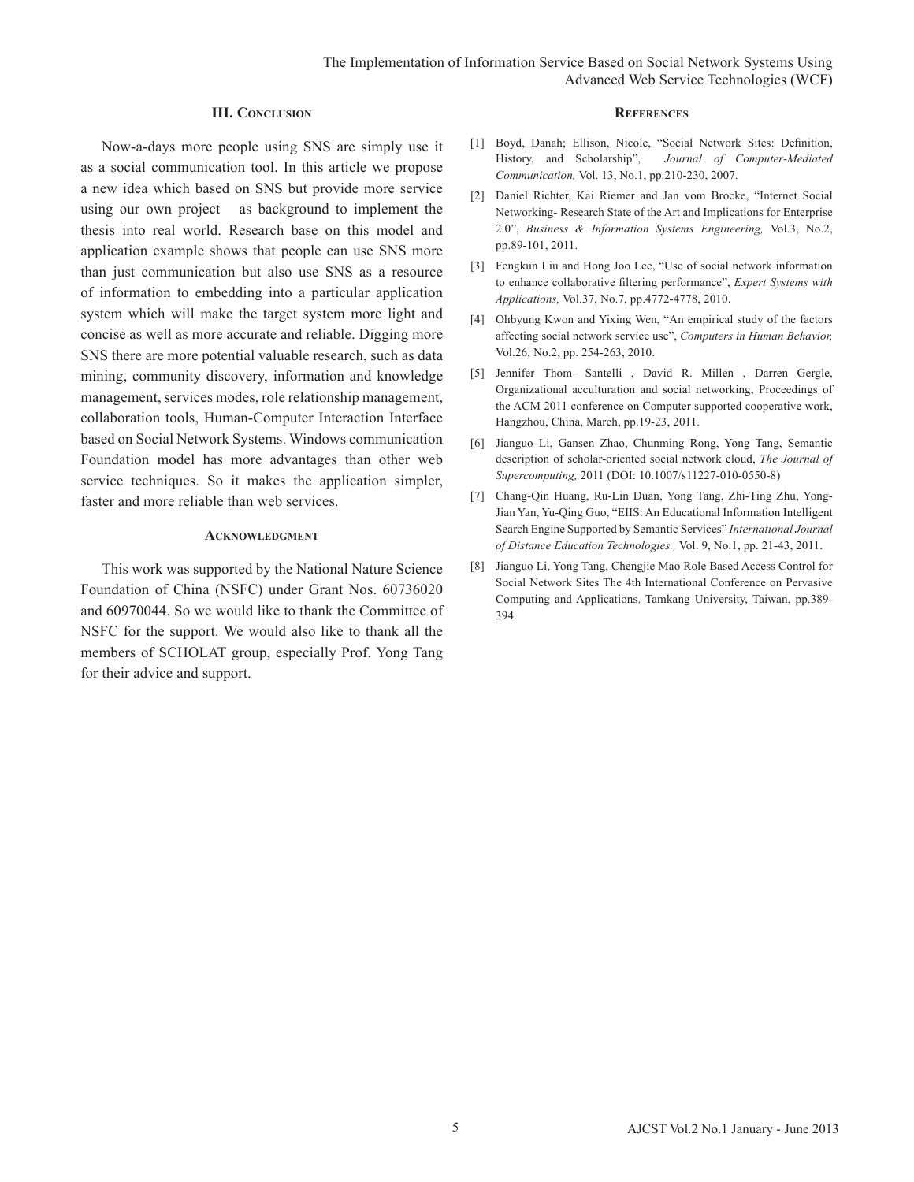## III. Conclusion

Now-a-days more people using SNS are simply use it as a social communication tool. In this article we propose a new idea which based on SNS but provide more service using our own project as background to implement the thesis into real world. Research base on this model and application example shows that people can use SNS more than just communication but also use SNS as a resource of information to embedding into a particular application system which will make the target system more light and concise as well as more accurate and reliable. Digging more SNS there are more potential valuable research, such as data mining, community discovery, information and knowledge management, services modes, role relationship management, collaboration tools, Human-Computer Interaction Interface based on Social Network Systems. Windows communication Foundation model has more advantages than other web service techniques. So it makes the application simpler, faster and more reliable than web services.

## Acknowledgment

This work was supported by the National Nature Science Foundation of China (NSFC) under Grant Nos. 60736020 and 60970044. So we would like to thank the Committee of NSFC for the support. We would also like to thank all the members of SCHOLAT group, especially Prof. Yong Tang for their advice and support.

## References

[1] Boyd, Danah; Ellison, Nicole, "Social Network Sites: Definition, History, and Scholarship", *Journal of Computer-Mediated Communication,* Vol. 13, No.1, pp.210-230, 2007.

[2] Daniel Richter, Kai Riemer and Jan vom Brocke, "Internet Social Networking- Research State of the Art and Implications for Enterprise 2.0", *Business & Information Systems Engineering,* Vol.3, No.2, pp.89-101, 2011.

[3] Fengkun Liu and Hong Joo Lee, "Use of social network information to enhance collaborative filtering performance", *Expert Systems with Applications,* Vol.37, No.7, pp.4772-4778, 2010.

[4] Ohbyung Kwon and Yixing Wen, "An empirical study of the factors affecting social network service use", *Computers in Human Behavior,* Vol.26, No.2, pp. 254-263, 2010.

[5] Jennifer Thom- Santelli , David R. Millen , Darren Gergle, Organizational acculturation and social networking, Proceedings of the ACM 2011 conference on Computer supported cooperative work, Hangzhou, China, March, pp.19-23, 2011.

[6] Jianguo Li, Gansen Zhao, Chunming Rong, Yong Tang, Semantic description of scholar-oriented social network cloud, *The Journal of Supercomputing,* 2011 (DOI: 10.1007/s11227-010-0550-8)

[7] Chang-Qin Huang, Ru-Lin Duan, Yong Tang, Zhi-Ting Zhu, Yong-Jian Yan, Yu-Qing Guo, "EIIS: An Educational Information Intelligent Search Engine Supported by Semantic Services" *International Journal of Distance Education Technologies.,* Vol. 9, No.1, pp. 21-43, 2011.

[8] Jianguo Li, Yong Tang, Chengjie Mao Role Based Access Control for Social Network Sites The 4th International Conference on Pervasive Computing and Applications. Tamkang University, Taiwan, pp.389-394.